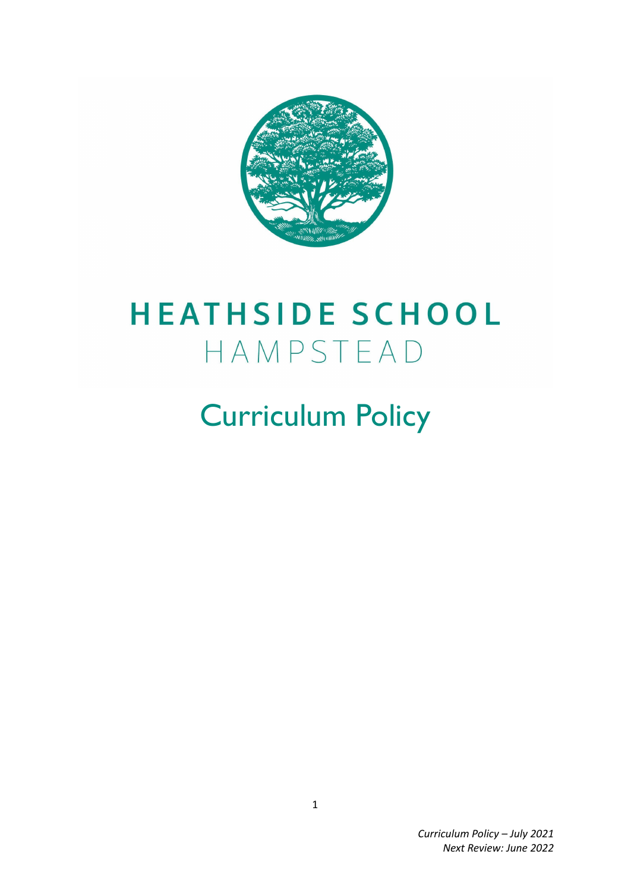# HEATHSIDE SCHOOL
HAMPSTEAD

# Curriculum Policy

*Curriculum Policy – July 2021*
*Next Review: June 2022*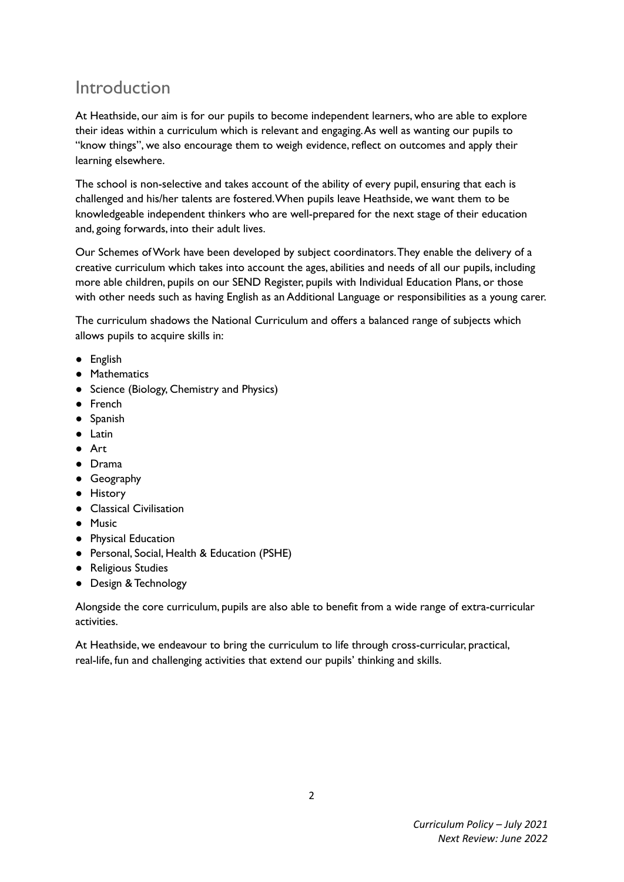# Introduction

At Heathside, our aim is for our pupils to become independent learners, who are able to explore their ideas within a curriculum which is relevant and engaging. As well as wanting our pupils to "know things", we also encourage them to weigh evidence, reflect on outcomes and apply their learning elsewhere.

The school is non-selective and takes account of the ability of every pupil, ensuring that each is challenged and his/her talents are fostered. When pupils leave Heathside, we want them to be knowledgeable independent thinkers who are well-prepared for the next stage of their education and, going forwards, into their adult lives.

Our Schemes of Work have been developed by subject coordinators. They enable the delivery of a creative curriculum which takes into account the ages, abilities and needs of all our pupils, including more able children, pupils on our SEND Register, pupils with Individual Education Plans, or those with other needs such as having English as an Additional Language or responsibilities as a young carer.

The curriculum shadows the National Curriculum and offers a balanced range of subjects which allows pupils to acquire skills in:

- English
- Mathematics
- Science (Biology, Chemistry and Physics)
- French
- Spanish
- Latin
- Art
- Drama
- Geography
- History
- Classical Civilisation
- Music
- Physical Education
- Personal, Social, Health & Education (PSHE)
- Religious Studies
- Design & Technology

Alongside the core curriculum, pupils are also able to benefit from a wide range of extra-curricular activities.

At Heathside, we endeavour to bring the curriculum to life through cross-curricular, practical, real-life, fun and challenging activities that extend our pupils' thinking and skills.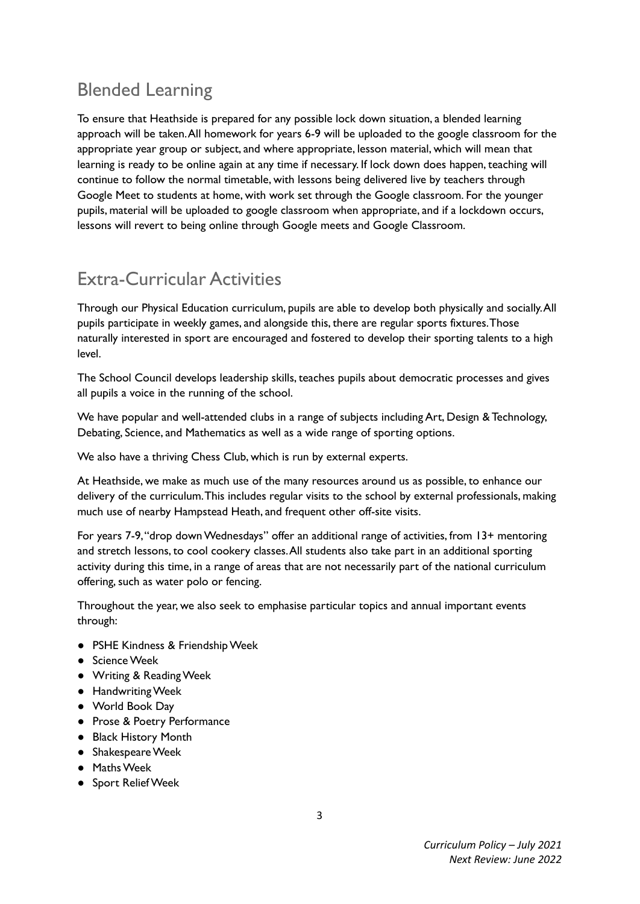## Blended Learning

To ensure that Heathside is prepared for any possible lock down situation, a blended learning approach will be taken. All homework for years 6-9 will be uploaded to the google classroom for the appropriate year group or subject, and where appropriate, lesson material, which will mean that learning is ready to be online again at any time if necessary. If lock down does happen, teaching will continue to follow the normal timetable, with lessons being delivered live by teachers through Google Meet to students at home, with work set through the Google classroom. For the younger pupils, material will be uploaded to google classroom when appropriate, and if a lockdown occurs, lessons will revert to being online through Google meets and Google Classroom.

## Extra-Curricular Activities

Through our Physical Education curriculum, pupils are able to develop both physically and socially. All pupils participate in weekly games, and alongside this, there are regular sports fixtures. Those naturally interested in sport are encouraged and fostered to develop their sporting talents to a high level.

The School Council develops leadership skills, teaches pupils about democratic processes and gives all pupils a voice in the running of the school.

We have popular and well-attended clubs in a range of subjects including Art, Design & Technology, Debating, Science, and Mathematics as well as a wide range of sporting options.

We also have a thriving Chess Club, which is run by external experts.

At Heathside, we make as much use of the many resources around us as possible, to enhance our delivery of the curriculum. This includes regular visits to the school by external professionals, making much use of nearby Hampstead Heath, and frequent other off-site visits.

For years 7-9, "drop down Wednesdays" offer an additional range of activities, from 13+ mentoring and stretch lessons, to cool cookery classes. All students also take part in an additional sporting activity during this time, in a range of areas that are not necessarily part of the national curriculum offering, such as water polo or fencing.

Throughout the year, we also seek to emphasise particular topics and annual important events through:

- PSHE Kindness & Friendship Week
- Science Week
- Writing & Reading Week
- Handwriting Week
- World Book Day
- Prose & Poetry Performance
- Black History Month
- Shakespeare Week
- Maths Week
- Sport Relief Week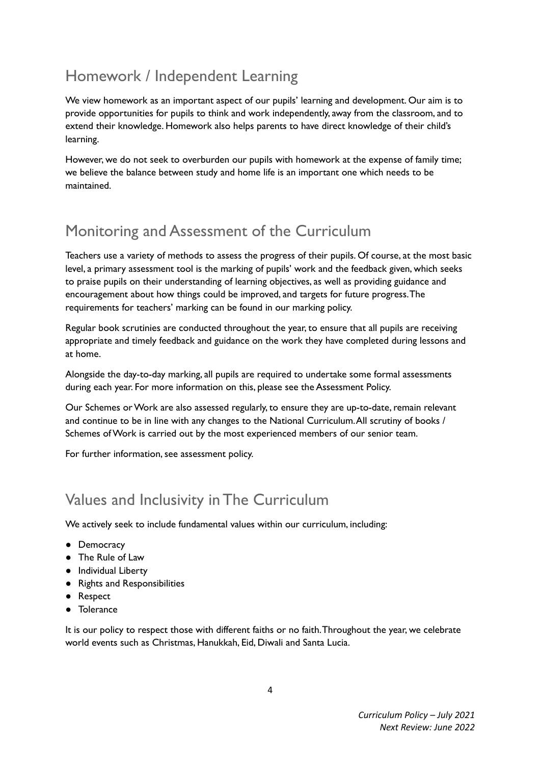## Homework / Independent Learning

We view homework as an important aspect of our pupils' learning and development. Our aim is to provide opportunities for pupils to think and work independently, away from the classroom, and to extend their knowledge. Homework also helps parents to have direct knowledge of their child's learning.

However, we do not seek to overburden our pupils with homework at the expense of family time; we believe the balance between study and home life is an important one which needs to be maintained.

## Monitoring and Assessment of the Curriculum

Teachers use a variety of methods to assess the progress of their pupils. Of course, at the most basic level, a primary assessment tool is the marking of pupils' work and the feedback given, which seeks to praise pupils on their understanding of learning objectives, as well as providing guidance and encouragement about how things could be improved, and targets for future progress. The requirements for teachers' marking can be found in our marking policy.

Regular book scrutinies are conducted throughout the year, to ensure that all pupils are receiving appropriate and timely feedback and guidance on the work they have completed during lessons and at home.

Alongside the day-to-day marking, all pupils are required to undertake some formal assessments during each year. For more information on this, please see the Assessment Policy.

Our Schemes or Work are also assessed regularly, to ensure they are up-to-date, remain relevant and continue to be in line with any changes to the National Curriculum. All scrutiny of books / Schemes of Work is carried out by the most experienced members of our senior team.

For further information, see assessment policy.

## Values and Inclusivity in The Curriculum

We actively seek to include fundamental values within our curriculum, including:

- Democracy
- The Rule of Law
- Individual Liberty
- Rights and Responsibilities
- Respect
- Tolerance

It is our policy to respect those with different faiths or no faith. Throughout the year, we celebrate world events such as Christmas, Hanukkah, Eid, Diwali and Santa Lucia.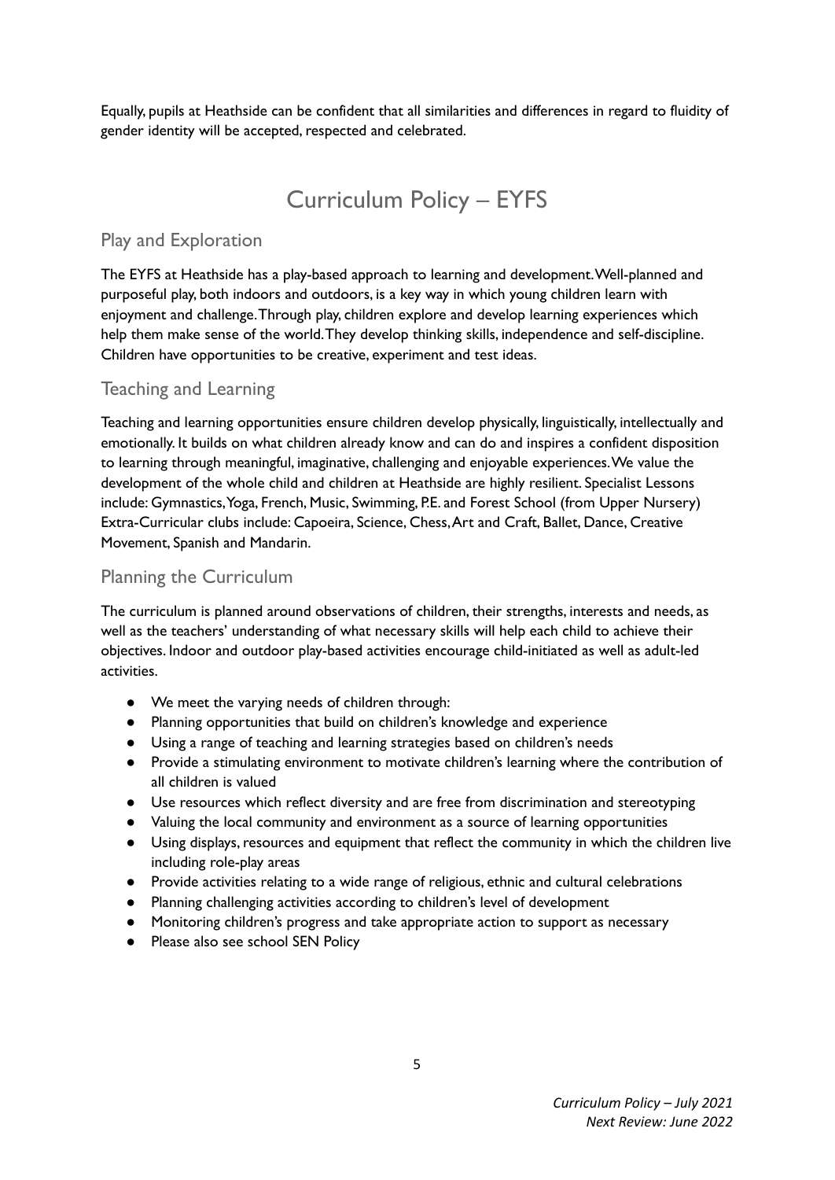Equally, pupils at Heathside can be confident that all similarities and differences in regard to fluidity of gender identity will be accepted, respected and celebrated.

# Curriculum Policy – EYFS

## Play and Exploration

The EYFS at Heathside has a play-based approach to learning and development. Well-planned and purposeful play, both indoors and outdoors, is a key way in which young children learn with enjoyment and challenge. Through play, children explore and develop learning experiences which help them make sense of the world. They develop thinking skills, independence and self-discipline. Children have opportunities to be creative, experiment and test ideas.

## Teaching and Learning

Teaching and learning opportunities ensure children develop physically, linguistically, intellectually and emotionally. It builds on what children already know and can do and inspires a confident disposition to learning through meaningful, imaginative, challenging and enjoyable experiences. We value the development of the whole child and children at Heathside are highly resilient. Specialist Lessons include: Gymnastics, Yoga, French, Music, Swimming, P.E. and Forest School (from Upper Nursery) Extra-Curricular clubs include: Capoeira, Science, Chess, Art and Craft, Ballet, Dance, Creative Movement, Spanish and Mandarin.

## Planning the Curriculum

The curriculum is planned around observations of children, their strengths, interests and needs, as well as the teachers' understanding of what necessary skills will help each child to achieve their objectives. Indoor and outdoor play-based activities encourage child-initiated as well as adult-led activities.

- We meet the varying needs of children through:
- Planning opportunities that build on children's knowledge and experience
- Using a range of teaching and learning strategies based on children's needs
- Provide a stimulating environment to motivate children's learning where the contribution of all children is valued
- Use resources which reflect diversity and are free from discrimination and stereotyping
- Valuing the local community and environment as a source of learning opportunities
- Using displays, resources and equipment that reflect the community in which the children live including role-play areas
- Provide activities relating to a wide range of religious, ethnic and cultural celebrations
- Planning challenging activities according to children's level of development
- Monitoring children's progress and take appropriate action to support as necessary
- Please also see school SEN Policy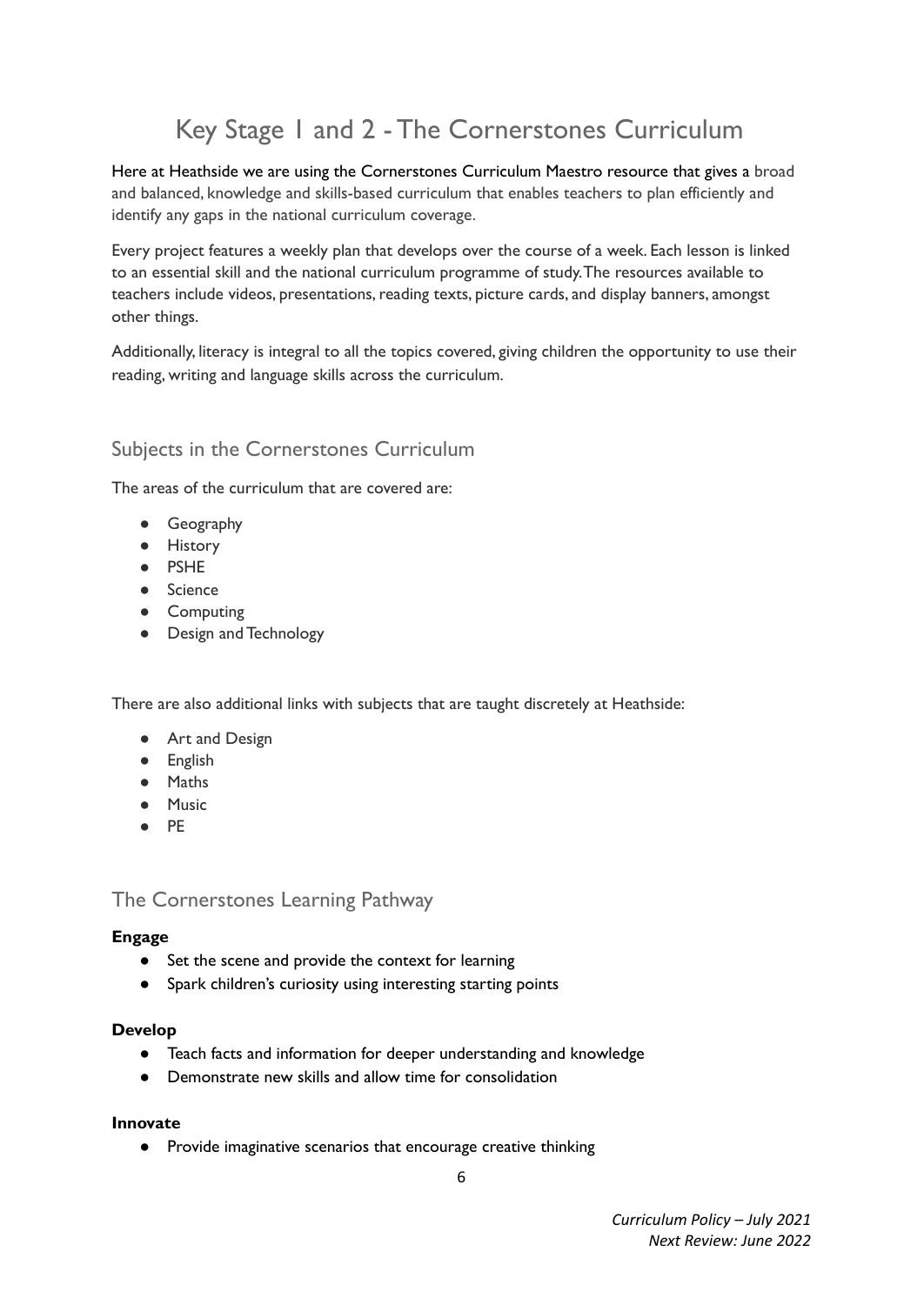# Key Stage 1 and 2 - The Cornerstones Curriculum

Here at Heathside we are using the Cornerstones Curriculum Maestro resource that gives a broad and balanced, knowledge and skills-based curriculum that enables teachers to plan efficiently and identify any gaps in the national curriculum coverage.

Every project features a weekly plan that develops over the course of a week. Each lesson is linked to an essential skill and the national curriculum programme of study. The resources available to teachers include videos, presentations, reading texts, picture cards, and display banners, amongst other things.

Additionally, literacy is integral to all the topics covered, giving children the opportunity to use their reading, writing and language skills across the curriculum.

## Subjects in the Cornerstones Curriculum

The areas of the curriculum that are covered are:

- Geography
- History
- PSHE
- Science
- Computing
- Design and Technology

There are also additional links with subjects that are taught discretely at Heathside:

- Art and Design
- English
- Maths
- Music
- PE

## The Cornerstones Learning Pathway

**Engage**

- Set the scene and provide the context for learning
- Spark children's curiosity using interesting starting points

**Develop**

- Teach facts and information for deeper understanding and knowledge
- Demonstrate new skills and allow time for consolidation

**Innovate**

- Provide imaginative scenarios that encourage creative thinking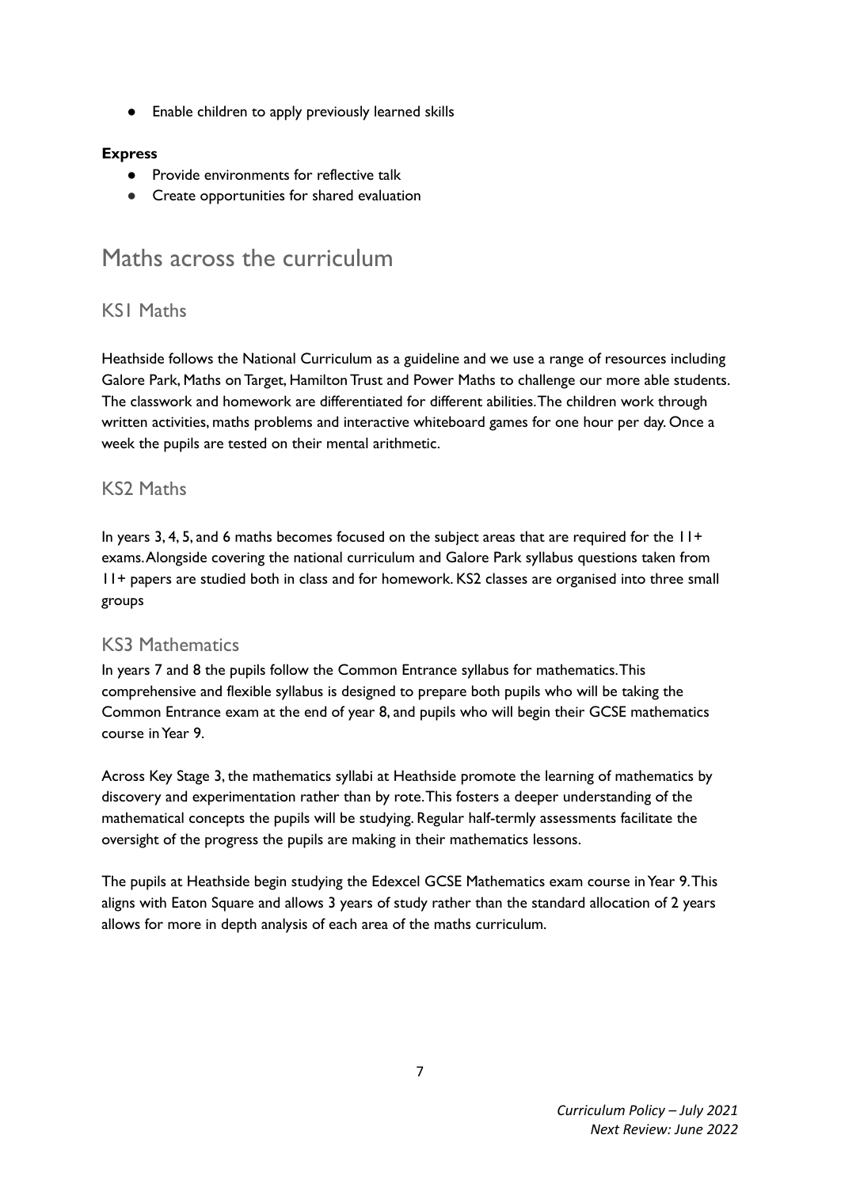- Enable children to apply previously learned skills

**Express**

- Provide environments for reflective talk
- Create opportunities for shared evaluation

# Maths across the curriculum

## KS1 Maths

Heathside follows the National Curriculum as a guideline and we use a range of resources including Galore Park, Maths on Target, Hamilton Trust and Power Maths to challenge our more able students. The classwork and homework are differentiated for different abilities. The children work through written activities, maths problems and interactive whiteboard games for one hour per day. Once a week the pupils are tested on their mental arithmetic.

## KS2 Maths

In years 3, 4, 5, and 6 maths becomes focused on the subject areas that are required for the 11+ exams. Alongside covering the national curriculum and Galore Park syllabus questions taken from 11+ papers are studied both in class and for homework. KS2 classes are organised into three small groups

## KS3 Mathematics

In years 7 and 8 the pupils follow the Common Entrance syllabus for mathematics. This comprehensive and flexible syllabus is designed to prepare both pupils who will be taking the Common Entrance exam at the end of year 8, and pupils who will begin their GCSE mathematics course in Year 9.

Across Key Stage 3, the mathematics syllabi at Heathside promote the learning of mathematics by discovery and experimentation rather than by rote. This fosters a deeper understanding of the mathematical concepts the pupils will be studying. Regular half-termly assessments facilitate the oversight of the progress the pupils are making in their mathematics lessons.

The pupils at Heathside begin studying the Edexcel GCSE Mathematics exam course in Year 9. This aligns with Eaton Square and allows 3 years of study rather than the standard allocation of 2 years allows for more in depth analysis of each area of the maths curriculum.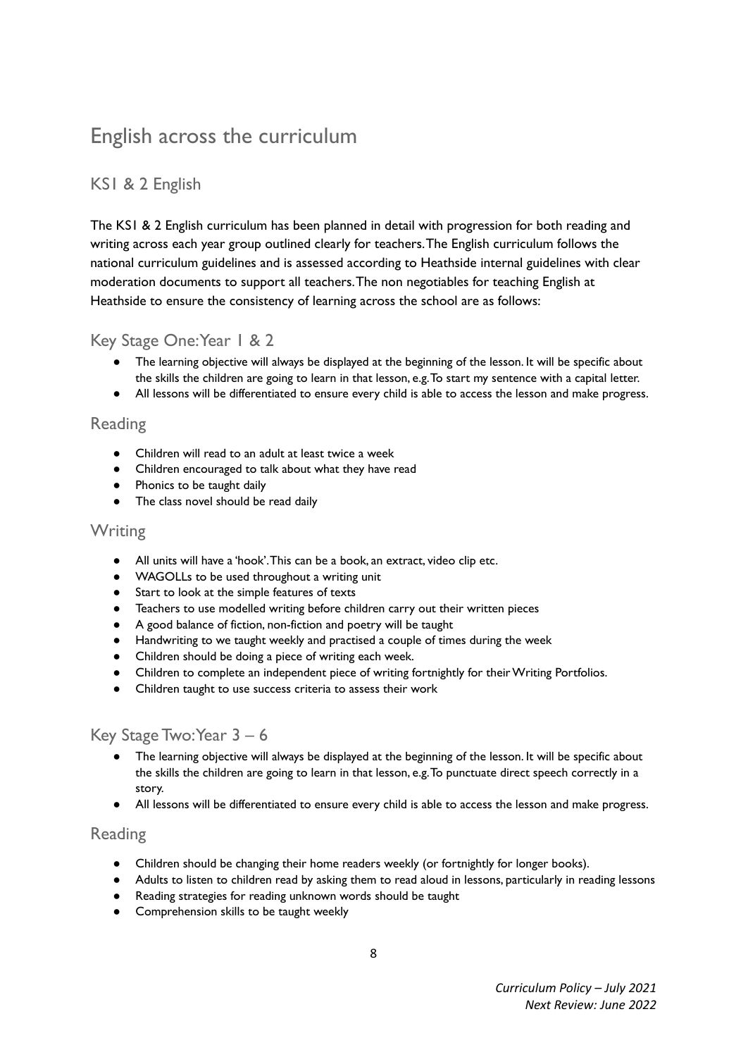# English across the curriculum

## KS1 & 2 English

The KS1 & 2 English curriculum has been planned in detail with progression for both reading and writing across each year group outlined clearly for teachers. The English curriculum follows the national curriculum guidelines and is assessed according to Heathside internal guidelines with clear moderation documents to support all teachers. The non negotiables for teaching English at Heathside to ensure the consistency of learning across the school are as follows:

### Key Stage One: Year 1 & 2

- The learning objective will always be displayed at the beginning of the lesson. It will be specific about the skills the children are going to learn in that lesson, e.g. To start my sentence with a capital letter.
- All lessons will be differentiated to ensure every child is able to access the lesson and make progress.

### Reading

- Children will read to an adult at least twice a week
- Children encouraged to talk about what they have read
- Phonics to be taught daily
- The class novel should be read daily

### Writing

- All units will have a 'hook'. This can be a book, an extract, video clip etc.
- WAGOLLs to be used throughout a writing unit
- Start to look at the simple features of texts
- Teachers to use modelled writing before children carry out their written pieces
- A good balance of fiction, non-fiction and poetry will be taught
- Handwriting to we taught weekly and practised a couple of times during the week
- Children should be doing a piece of writing each week.
- Children to complete an independent piece of writing fortnightly for their Writing Portfolios.
- Children taught to use success criteria to assess their work

### Key Stage Two: Year 3 – 6

- The learning objective will always be displayed at the beginning of the lesson. It will be specific about the skills the children are going to learn in that lesson, e.g. To punctuate direct speech correctly in a story.
- All lessons will be differentiated to ensure every child is able to access the lesson and make progress.

### Reading

- Children should be changing their home readers weekly (or fortnightly for longer books).
- Adults to listen to children read by asking them to read aloud in lessons, particularly in reading lessons
- Reading strategies for reading unknown words should be taught
- Comprehension skills to be taught weekly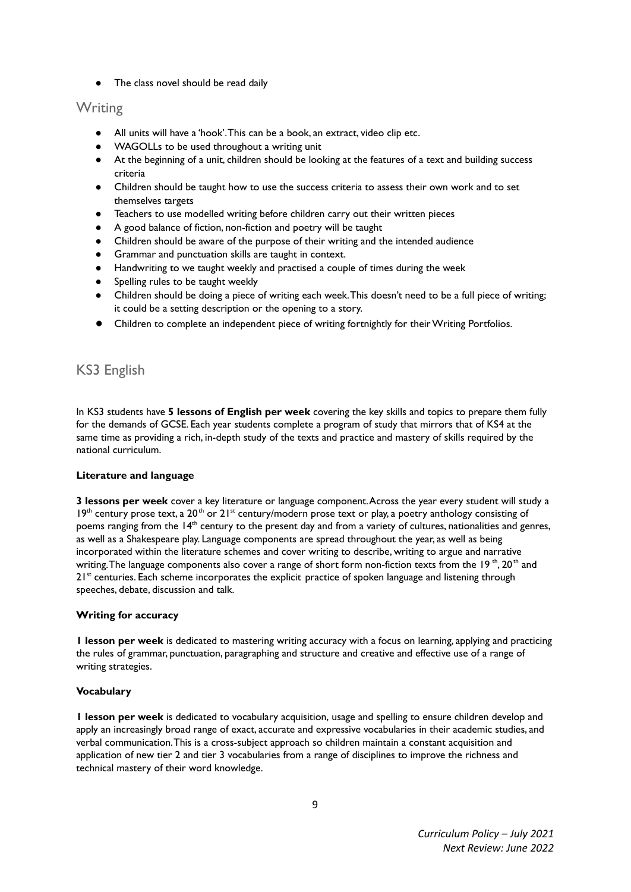- The class novel should be read daily

## Writing

- All units will have a 'hook'. This can be a book, an extract, video clip etc.
- WAGOLLs to be used throughout a writing unit
- At the beginning of a unit, children should be looking at the features of a text and building success criteria
- Children should be taught how to use the success criteria to assess their own work and to set themselves targets
- Teachers to use modelled writing before children carry out their written pieces
- A good balance of fiction, non-fiction and poetry will be taught
- Children should be aware of the purpose of their writing and the intended audience
- Grammar and punctuation skills are taught in context.
- Handwriting to we taught weekly and practised a couple of times during the week
- Spelling rules to be taught weekly
- Children should be doing a piece of writing each week. This doesn't need to be a full piece of writing; it could be a setting description or the opening to a story.
- Children to complete an independent piece of writing fortnightly for their Writing Portfolios.

## KS3 English

In KS3 students have **5 lessons of English per week** covering the key skills and topics to prepare them fully for the demands of GCSE. Each year students complete a program of study that mirrors that of KS4 at the same time as providing a rich, in-depth study of the texts and practice and mastery of skills required by the national curriculum.

**Literature and language**

**3 lessons per week** cover a key literature or language component. Across the year every student will study a 19th century prose text, a 20th or 21st century/modern prose text or play, a poetry anthology consisting of poems ranging from the 14th century to the present day and from a variety of cultures, nationalities and genres, as well as a Shakespeare play. Language components are spread throughout the year, as well as being incorporated within the literature schemes and cover writing to describe, writing to argue and narrative writing. The language components also cover a range of short form non-fiction texts from the 19th, 20th and 21st centuries. Each scheme incorporates the explicit practice of spoken language and listening through speeches, debate, discussion and talk.

**Writing for accuracy**

**1 lesson per week** is dedicated to mastering writing accuracy with a focus on learning, applying and practicing the rules of grammar, punctuation, paragraphing and structure and creative and effective use of a range of writing strategies.

**Vocabulary**

**1 lesson per week** is dedicated to vocabulary acquisition, usage and spelling to ensure children develop and apply an increasingly broad range of exact, accurate and expressive vocabularies in their academic studies, and verbal communication. This is a cross-subject approach so children maintain a constant acquisition and application of new tier 2 and tier 3 vocabularies from a range of disciplines to improve the richness and technical mastery of their word knowledge.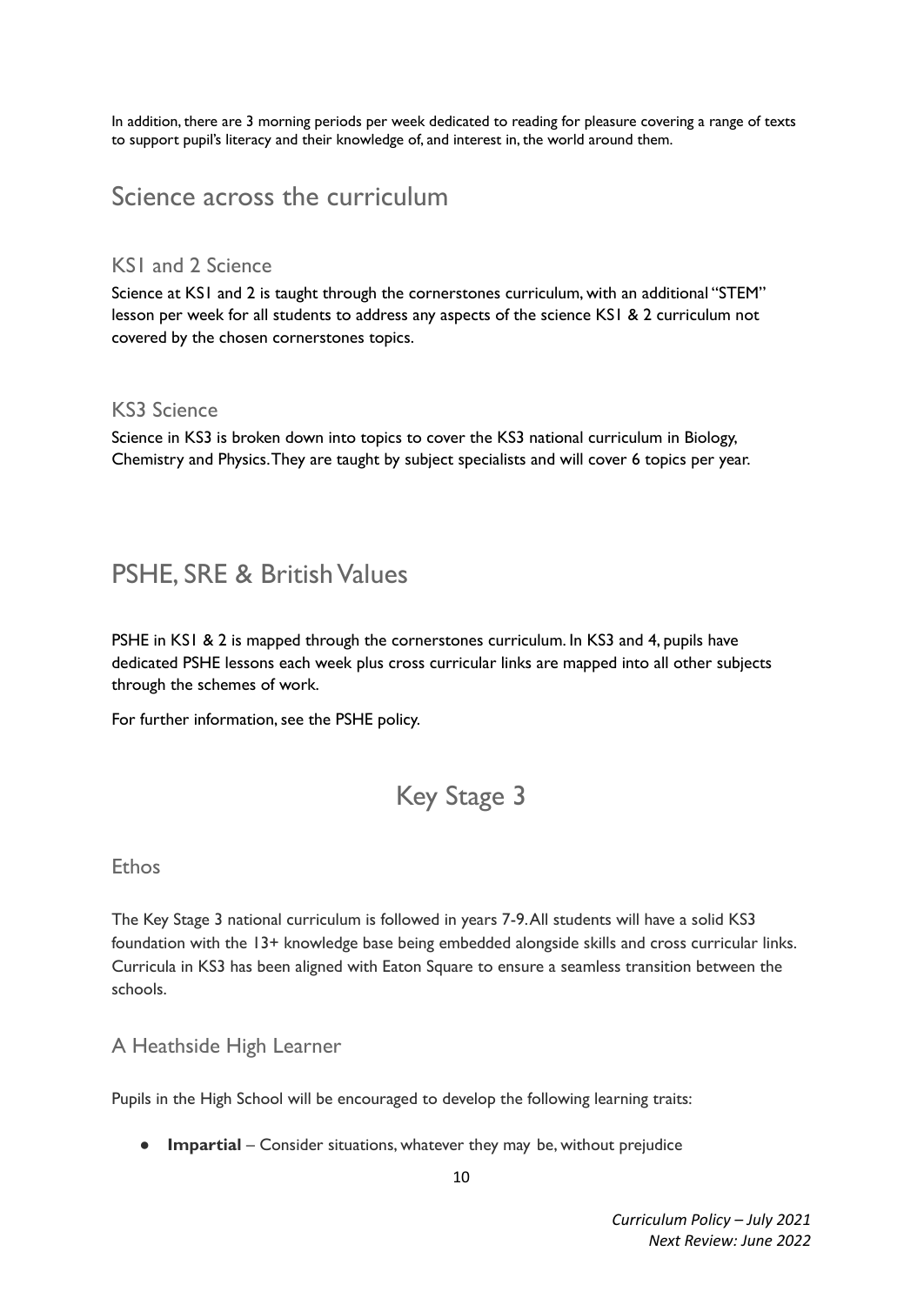In addition, there are 3 morning periods per week dedicated to reading for pleasure covering a range of texts to support pupil's literacy and their knowledge of, and interest in, the world around them.

## Science across the curriculum

### KS1 and 2 Science

Science at KS1 and 2 is taught through the cornerstones curriculum, with an additional "STEM" lesson per week for all students to address any aspects of the science KS1 & 2 curriculum not covered by the chosen cornerstones topics.

### KS3 Science

Science in KS3 is broken down into topics to cover the KS3 national curriculum in Biology, Chemistry and Physics. They are taught by subject specialists and will cover 6 topics per year.

## PSHE, SRE & British Values

PSHE in KS1 & 2 is mapped through the cornerstones curriculum. In KS3 and 4, pupils have dedicated PSHE lessons each week plus cross curricular links are mapped into all other subjects through the schemes of work.

For further information, see the PSHE policy.

# Key Stage 3

### Ethos

The Key Stage 3 national curriculum is followed in years 7-9. All students will have a solid KS3 foundation with the 13+ knowledge base being embedded alongside skills and cross curricular links. Curricula in KS3 has been aligned with Eaton Square to ensure a seamless transition between the schools.

### A Heathside High Learner

Pupils in the High School will be encouraged to develop the following learning traits:

- **Impartial** – Consider situations, whatever they may be, without prejudice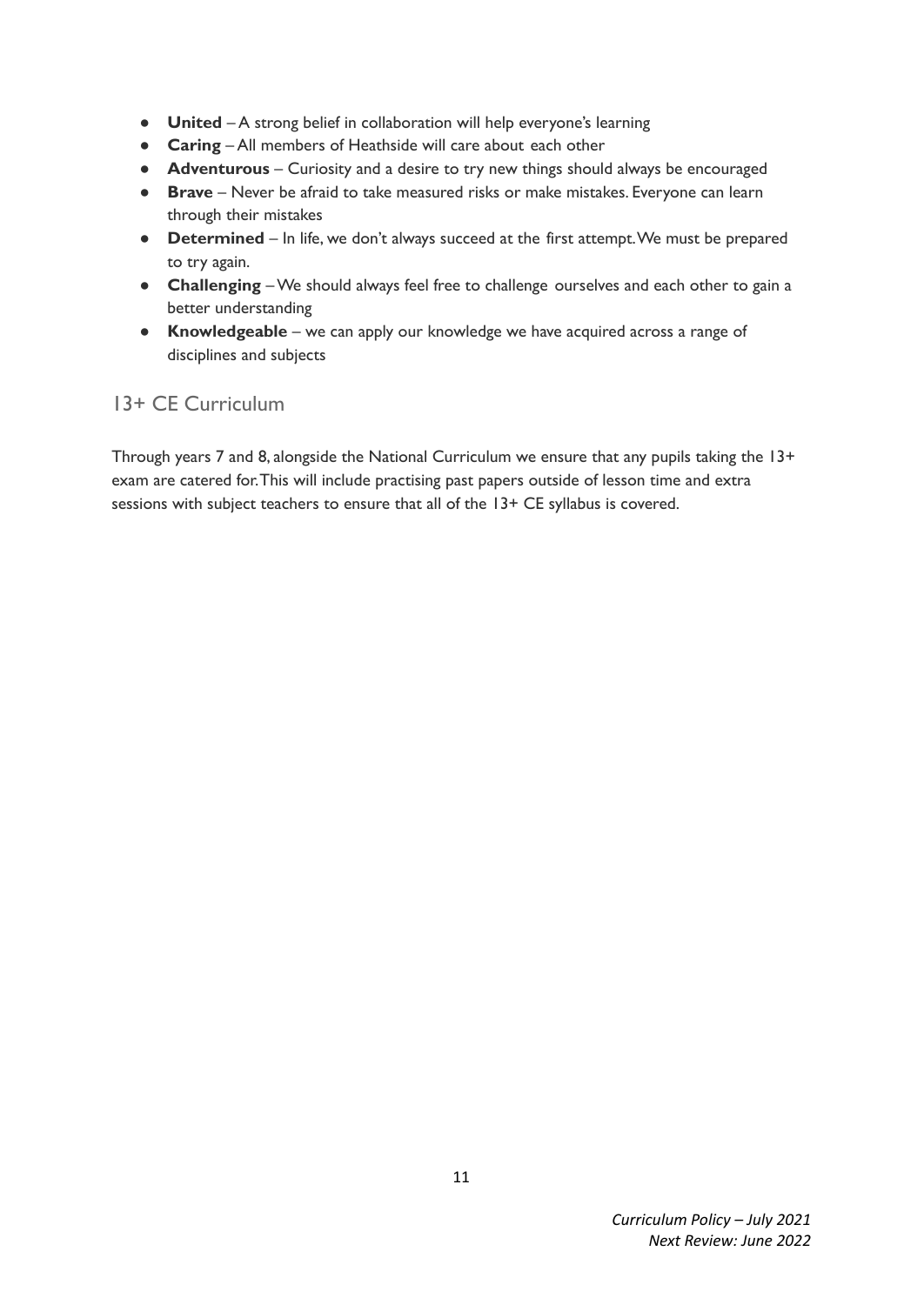- **United** – A strong belief in collaboration will help everyone's learning
- **Caring** – All members of Heathside will care about each other
- **Adventurous** – Curiosity and a desire to try new things should always be encouraged
- **Brave** – Never be afraid to take measured risks or make mistakes. Everyone can learn through their mistakes
- **Determined** – In life, we don't always succeed at the first attempt. We must be prepared to try again.
- **Challenging** – We should always feel free to challenge ourselves and each other to gain a better understanding
- **Knowledgeable** – we can apply our knowledge we have acquired across a range of disciplines and subjects

## 13+ CE Curriculum

Through years 7 and 8, alongside the National Curriculum we ensure that any pupils taking the 13+ exam are catered for. This will include practising past papers outside of lesson time and extra sessions with subject teachers to ensure that all of the 13+ CE syllabus is covered.